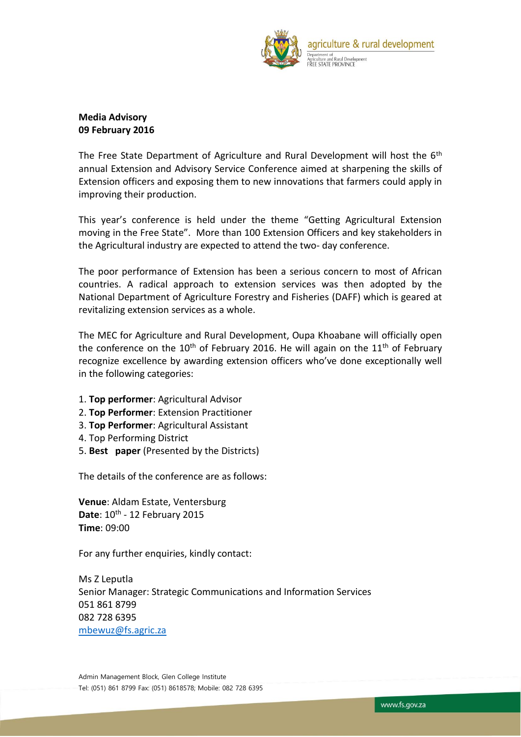agriculture & rural development

Department of Agriculture and Rural Development
FREE STATE PROVINCE

**Media Advisory**
**09 February 2016**

The Free State Department of Agriculture and Rural Development will host the 6th annual Extension and Advisory Service Conference aimed at sharpening the skills of Extension officers and exposing them to new innovations that farmers could apply in improving their production.

This year's conference is held under the theme "Getting Agricultural Extension moving in the Free State". More than 100 Extension Officers and key stakeholders in the Agricultural industry are expected to attend the two- day conference.

The poor performance of Extension has been a serious concern to most of African countries. A radical approach to extension services was then adopted by the National Department of Agriculture Forestry and Fisheries (DAFF) which is geared at revitalizing extension services as a whole.

The MEC for Agriculture and Rural Development, Oupa Khoabane will officially open the conference on the 10th of February 2016. He will again on the 11th of February recognize excellence by awarding extension officers who've done exceptionally well in the following categories:

1. **Top performer**: Agricultural Advisor
2. **Top Performer**: Extension Practitioner
3. **Top Performer**: Agricultural Assistant
4. Top Performing District
5. **Best paper** (Presented by the Districts)

The details of the conference are as follows:

**Venue**: Aldam Estate, Ventersburg
**Date**: 10th - 12 February 2015
**Time**: 09:00

For any further enquiries, kindly contact:

Ms Z Leputla
Senior Manager: Strategic Communications and Information Services
051 861 8799
082 728 6395
mbewuz@fs.agric.za

Admin Management Block, Glen College Institute
Tel: (051) 861 8799 Fax: (051) 8618578; Mobile: 082 728 6395

www.fs.gov.za